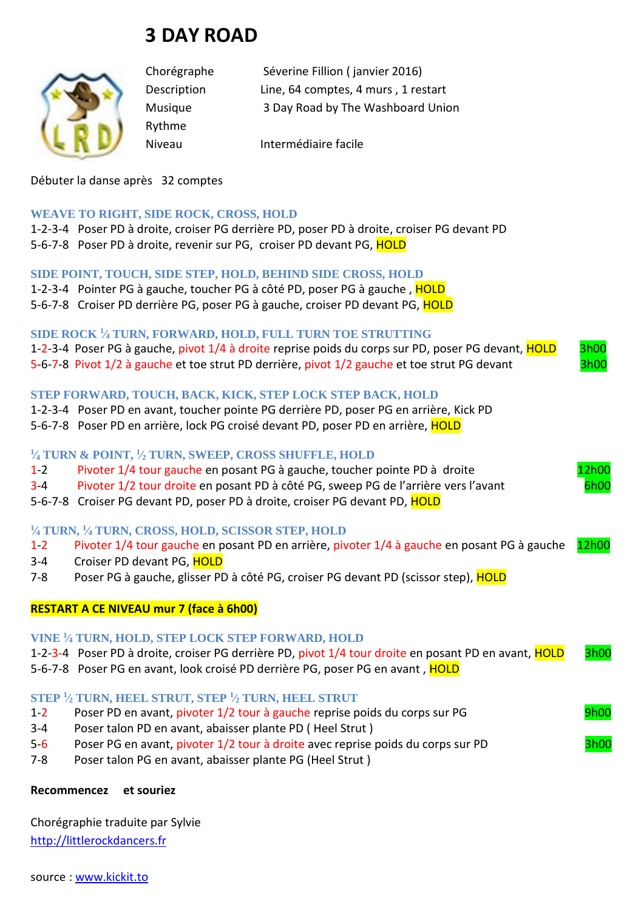# 3 DAY ROAD

| | |
|---|---|
| Chorégraphe | Séverine Fillion ( janvier 2016) |
| Description | Line, 64 comptes, 4 murs , 1 restart |
| Musique | 3 Day Road by The Washboard Union |
| Rythme | |
| Niveau | Intermédiaire facile |

Débuter la danse après 32 comptes

### WEAVE TO RIGHT, SIDE ROCK, CROSS, HOLD

1-2-3-4 Poser PD à droite, croiser PG derrière PD, poser PD à droite, croiser PG devant PD
5-6-7-8 Poser PD à droite, revenir sur PG, croiser PD devant PG, HOLD

### SIDE POINT, TOUCH, SIDE STEP, HOLD, BEHIND SIDE CROSS, HOLD

1-2-3-4 Pointer PG à gauche, toucher PG à côté PD, poser PG à gauche , HOLD
5-6-7-8 Croiser PD derrière PG, poser PG à gauche, croiser PD devant PG, HOLD

### SIDE ROCK ¼ TURN, FORWARD, HOLD, FULL TURN TOE STRUTTING

1-2-3-4 Poser PG à gauche, pivot 1/4 à droite reprise poids du corps sur PD, poser PG devant, HOLD — 3h00
5-6-7-8 Pivot 1/2 à gauche et toe strut PD derrière, pivot 1/2 gauche et toe strut PG devant — 3h00

### STEP FORWARD, TOUCH, BACK, KICK, STEP LOCK STEP BACK, HOLD

1-2-3-4 Poser PD en avant, toucher pointe PG derrière PD, poser PG en arrière, Kick PD
5-6-7-8 Poser PD en arrière, lock PG croisé devant PD, poser PD en arrière, HOLD

### ¼ TURN & POINT, ½ TURN, SWEEP, CROSS SHUFFLE, HOLD

1-2 Pivoter 1/4 tour gauche en posant PG à gauche, toucher pointe PD à droite — 12h00
3-4 Pivoter 1/2 tour droite en posant PD à côté PG, sweep PG de l'arrière vers l'avant — 6h00
5-6-7-8 Croiser PG devant PD, poser PD à droite, croiser PG devant PD, HOLD

### ¼ TURN, ¼ TURN, CROSS, HOLD, SCISSOR STEP, HOLD

1-2 Pivoter 1/4 tour gauche en posant PD en arrière, pivoter 1/4 à gauche en posant PG à gauche — 12h00
3-4 Croiser PD devant PG, HOLD
7-8 Poser PG à gauche, glisser PD à côté PG, croiser PG devant PD (scissor step), HOLD

**RESTART A CE NIVEAU mur 7 (face à 6h00)**

### VINE ¼ TURN, HOLD, STEP LOCK STEP FORWARD, HOLD

1-2-3-4 Poser PD à droite, croiser PG derrière PD, pivot 1/4 tour droite en posant PD en avant, HOLD — 3h00
5-6-7-8 Poser PG en avant, look croisé PD derrière PG, poser PG en avant , HOLD

### STEP ½ TURN, HEEL STRUT, STEP ½ TURN, HEEL STRUT

1-2 Poser PD en avant, pivoter 1/2 tour à gauche reprise poids du corps sur PG — 9h00
3-4 Poser talon PD en avant, abaisser plante PD ( Heel Strut )
5-6 Poser PG en avant, pivoter 1/2 tour à droite avec reprise poids du corps sur PD — 3h00
7-8 Poser talon PG en avant, abaisser plante PG (Heel Strut )

**Recommencez et souriez**

Chorégraphie traduite par Sylvie
http://littlerockdancers.fr

source : www.kickit.to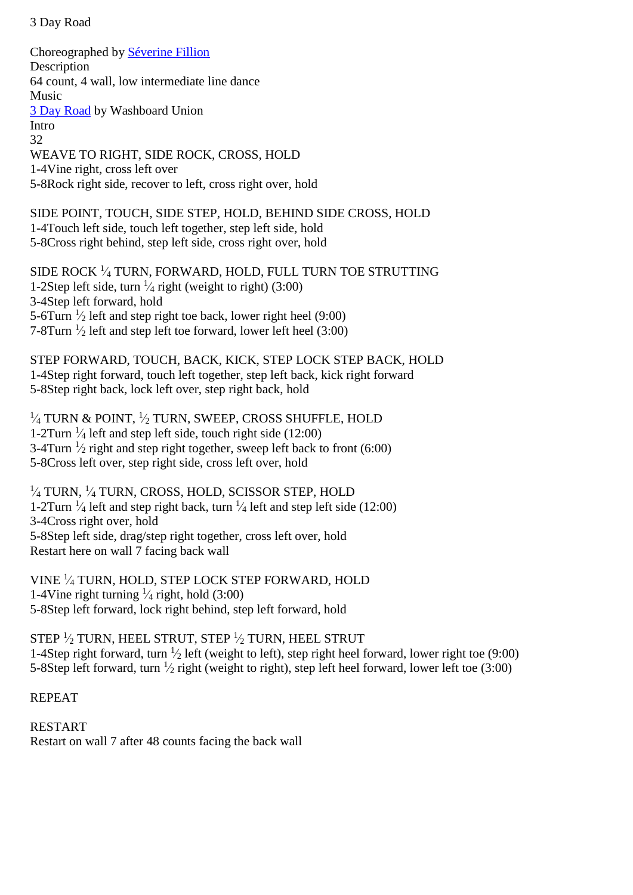3 Day Road

Choreographed by [Séverine Fillion]

Description

64 count, 4 wall, low intermediate line dance

Music

[3 Day Road] by Washboard Union

Intro

32

WEAVE TO RIGHT, SIDE ROCK, CROSS, HOLD

1-4Vine right, cross left over

5-8Rock right side, recover to left, cross right over, hold

SIDE POINT, TOUCH, SIDE STEP, HOLD, BEHIND SIDE CROSS, HOLD

1-4Touch left side, touch left together, step left side, hold

5-8Cross right behind, step left side, cross right over, hold

SIDE ROCK ¼ TURN, FORWARD, HOLD, FULL TURN TOE STRUTTING

1-2Step left side, turn ¼ right (weight to right) (3:00)

3-4Step left forward, hold

5-6Turn ½ left and step right toe back, lower right heel (9:00)

7-8Turn ½ left and step left toe forward, lower left heel (3:00)

STEP FORWARD, TOUCH, BACK, KICK, STEP LOCK STEP BACK, HOLD

1-4Step right forward, touch left together, step left back, kick right forward

5-8Step right back, lock left over, step right back, hold

¼ TURN & POINT, ½ TURN, SWEEP, CROSS SHUFFLE, HOLD

1-2Turn ¼ left and step left side, touch right side (12:00)

3-4Turn ½ right and step right together, sweep left back to front (6:00)

5-8Cross left over, step right side, cross left over, hold

¼ TURN, ¼ TURN, CROSS, HOLD, SCISSOR STEP, HOLD

1-2Turn ¼ left and step right back, turn ¼ left and step left side (12:00)

3-4Cross right over, hold

5-8Step left side, drag/step right together, cross left over, hold

Restart here on wall 7 facing back wall

VINE ¼ TURN, HOLD, STEP LOCK STEP FORWARD, HOLD

1-4Vine right turning ¼ right, hold (3:00)

5-8Step left forward, lock right behind, step left forward, hold

STEP ½ TURN, HEEL STRUT, STEP ½ TURN, HEEL STRUT

1-4Step right forward, turn ½ left (weight to left), step right heel forward, lower right toe (9:00)

5-8Step left forward, turn ½ right (weight to right), step left heel forward, lower left toe (3:00)

REPEAT

RESTART

Restart on wall 7 after 48 counts facing the back wall